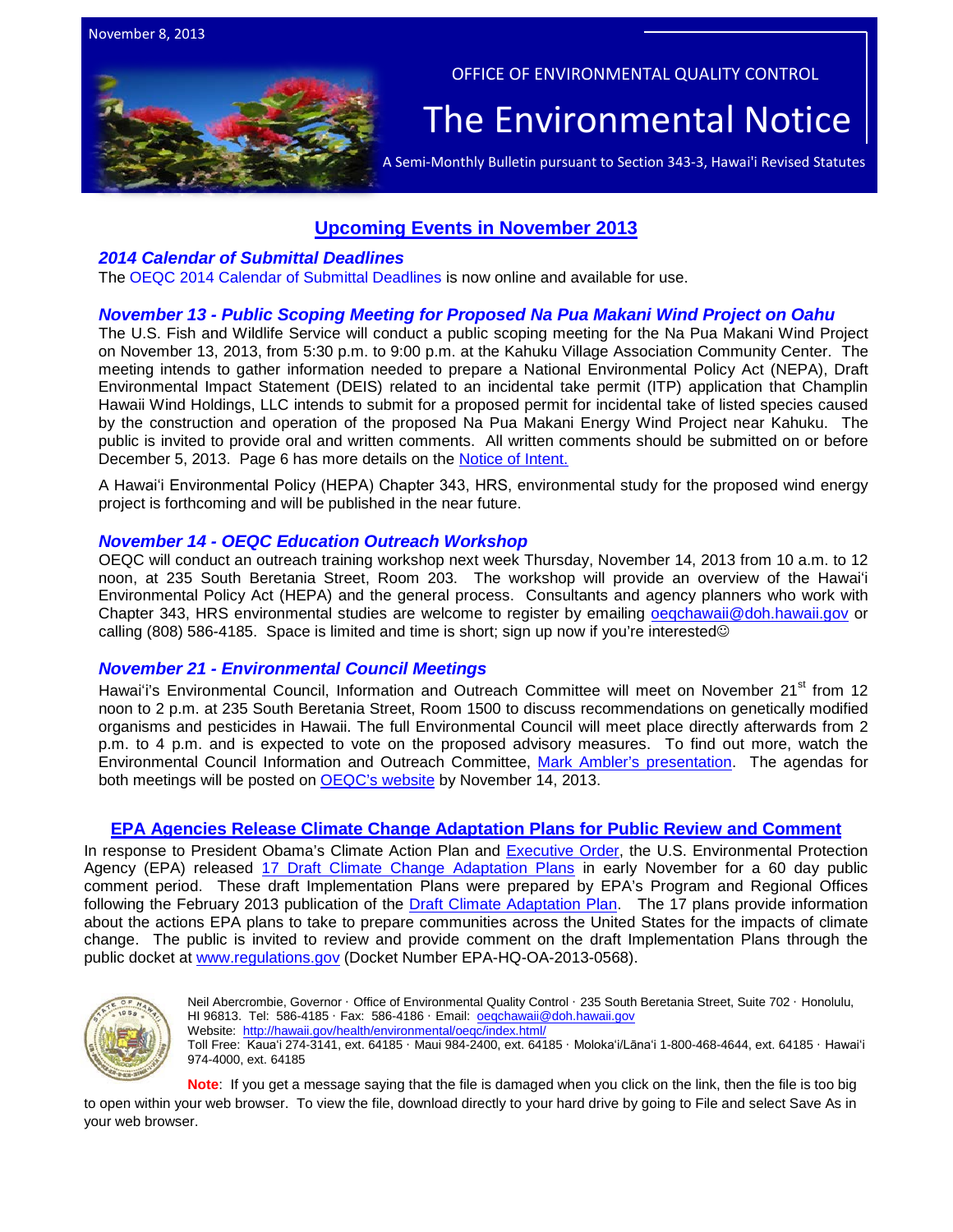November 8, 2013

OFFICE OF ENVIRONMENTAL QUALITY CONTROL

# The Environmental Notice

A Semi-Monthly Bulletin pursuant to Section 343-3, Hawai'i Revised Statutes

## Upcoming Events in November 2013

### *2014 Calendar of Submittal Deadlines*

The OEQC 2014 Calendar of Submittal Deadlines is now online and available for use.

### *November 13 - Public Scoping Meeting for Proposed Na Pua Makani Wind Project on Oahu*

The U.S. Fish and Wildlife Service will conduct a public scoping meeting for the Na Pua Makani Wind Project on November 13, 2013, from 5:30 p.m. to 9:00 p.m. at the Kahuku Village Association Community Center. The meeting intends to gather information needed to prepare a National Environmental Policy Act (NEPA), Draft Environmental Impact Statement (DEIS) related to an incidental take permit (ITP) application that Champlin Hawaii Wind Holdings, LLC intends to submit for a proposed permit for incidental take of listed species caused by the construction and operation of the proposed Na Pua Makani Energy Wind Project near Kahuku. The public is invited to provide oral and written comments. All written comments should be submitted on or before December 5, 2013. Page 6 has more details on the Notice of Intent.

A Hawaiʻi Environmental Policy (HEPA) Chapter 343, HRS, environmental study for the proposed wind energy project is forthcoming and will be published in the near future.

### *November 14 - OEQC Education Outreach Workshop*

OEQC will conduct an outreach training workshop next week Thursday, November 14, 2013 from 10 a.m. to 12 noon, at 235 South Beretania Street, Room 203. The workshop will provide an overview of the Hawaiʻi Environmental Policy Act (HEPA) and the general process. Consultants and agency planners who work with Chapter 343, HRS environmental studies are welcome to register by emailing oeqchawaii@doh.hawaii.gov or calling (808) 586-4185. Space is limited and time is short; sign up now if you're interested☺

### *November 21 - Environmental Council Meetings*

Hawaiʻi's Environmental Council, Information and Outreach Committee will meet on November 21st from 12 noon to 2 p.m. at 235 South Beretania Street, Room 1500 to discuss recommendations on genetically modified organisms and pesticides in Hawaii. The full Environmental Council will meet place directly afterwards from 2 p.m. to 4 p.m. and is expected to vote on the proposed advisory measures. To find out more, watch the Environmental Council Information and Outreach Committee, Mark Ambler's presentation. The agendas for both meetings will be posted on OEQC's website by November 14, 2013.

## EPA Agencies Release Climate Change Adaptation Plans for Public Review and Comment

In response to President Obama's Climate Action Plan and Executive Order, the U.S. Environmental Protection Agency (EPA) released 17 Draft Climate Change Adaptation Plans in early November for a 60 day public comment period. These draft Implementation Plans were prepared by EPA's Program and Regional Offices following the February 2013 publication of the Draft Climate Adaptation Plan. The 17 plans provide information about the actions EPA plans to take to prepare communities across the United States for the impacts of climate change. The public is invited to review and provide comment on the draft Implementation Plans through the public docket at www.regulations.gov (Docket Number EPA-HQ-OA-2013-0568).

Neil Abercrombie, Governor · Office of Environmental Quality Control · 235 South Beretania Street, Suite 702 · Honolulu, HI 96813. Tel: 586-4185 · Fax: 586-4186 · Email: oeqchawaii@doh.hawaii.gov
Website: http://hawaii.gov/health/environmental/oeqc/index.html/
Toll Free: Kauaʻi 274-3141, ext. 64185 · Maui 984-2400, ext. 64185 · Molokaʻi/Lānaʻi 1-800-468-4644, ext. 64185 · Hawaiʻi 974-4000, ext. 64185

**Note**: If you get a message saying that the file is damaged when you click on the link, then the file is too big to open within your web browser. To view the file, download directly to your hard drive by going to File and select Save As in your web browser.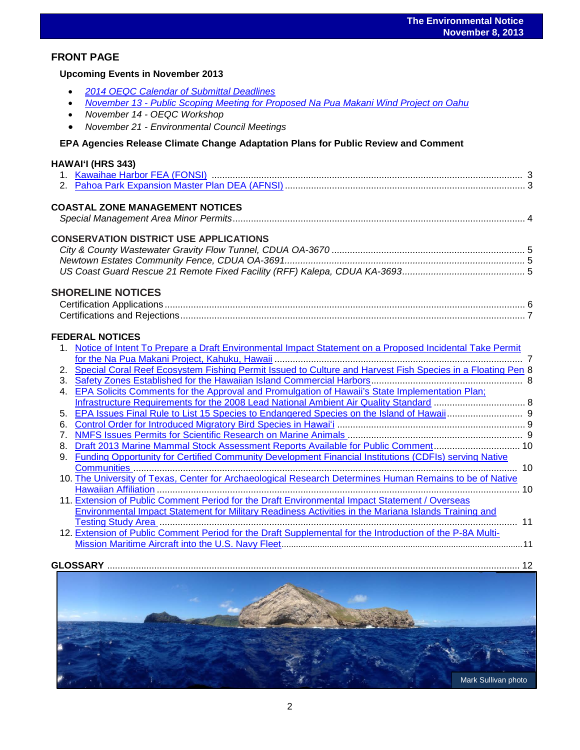## FRONT PAGE

### Upcoming Events in November 2013

- *2014 OEQC Calendar of Submittal Deadlines*
- *November 13 - Public Scoping Meeting for Proposed Na Pua Makani Wind Project on Oahu*
- *November 14 - OEQC Workshop*
- *November 21 - Environmental Council Meetings*

### EPA Agencies Release Climate Change Adaptation Plans for Public Review and Comment

## HAWAIʻI (HRS 343)

1. Kawaihae Harbor FEA (FONSI) .......... 3
2. Pahoa Park Expansion Master Plan DEA (AFNSI) .......... 3

## COASTAL ZONE MANAGEMENT NOTICES

*Special Management Area Minor Permits* .......... 4

## CONSERVATION DISTRICT USE APPLICATIONS

*City & County Wastewater Gravity Flow Tunnel, CDUA OA-3670* .......... 5
*Newtown Estates Community Fence, CDUA OA-3691* .......... 5
*US Coast Guard Rescue 21 Remote Fixed Facility (RFF) Kalepa, CDUA KA-3693* .......... 5

## SHORELINE NOTICES

Certification Applications .......... 6
Certifications and Rejections .......... 7

## FEDERAL NOTICES

1. Notice of Intent To Prepare a Draft Environmental Impact Statement on a Proposed Incidental Take Permit for the Na Pua Makani Project, Kahuku, Hawaii .......... 7
2. Special Coral Reef Ecosystem Fishing Permit Issued to Culture and Harvest Fish Species in a Floating Pen 8
3. Safety Zones Established for the Hawaiian Island Commercial Harbors .......... 8
4. EPA Solicits Comments for the Approval and Promulgation of Hawaii's State Implementation Plan; Infrastructure Requirements for the 2008 Lead National Ambient Air Quality Standard .......... 8
5. EPA Issues Final Rule to List 15 Species to Endangered Species on the Island of Hawaii .......... 9
6. Control Order for Introduced Migratory Bird Species in Hawaiʻi .......... 9
7. NMFS Issues Permits for Scientific Research on Marine Animals .......... 9
8. Draft 2013 Marine Mammal Stock Assessment Reports Available for Public Comment .......... 10
9. Funding Opportunity for Certified Community Development Financial Institutions (CDFIs) serving Native Communities .......... 10
10. The University of Texas, Center for Archaeological Research Determines Human Remains to be of Native Hawaiian Affiliation .......... 10
11. Extension of Public Comment Period for the Draft Environmental Impact Statement / Overseas Environmental Impact Statement for Military Readiness Activities in the Mariana Islands Training and Testing Study Area .......... 11
12. Extension of Public Comment Period for the Draft Supplemental for the Introduction of the P-8A Multi-Mission Maritime Aircraft into the U.S. Navy Fleet .......... 11

## GLOSSARY .......... 12

Mark Sullivan photo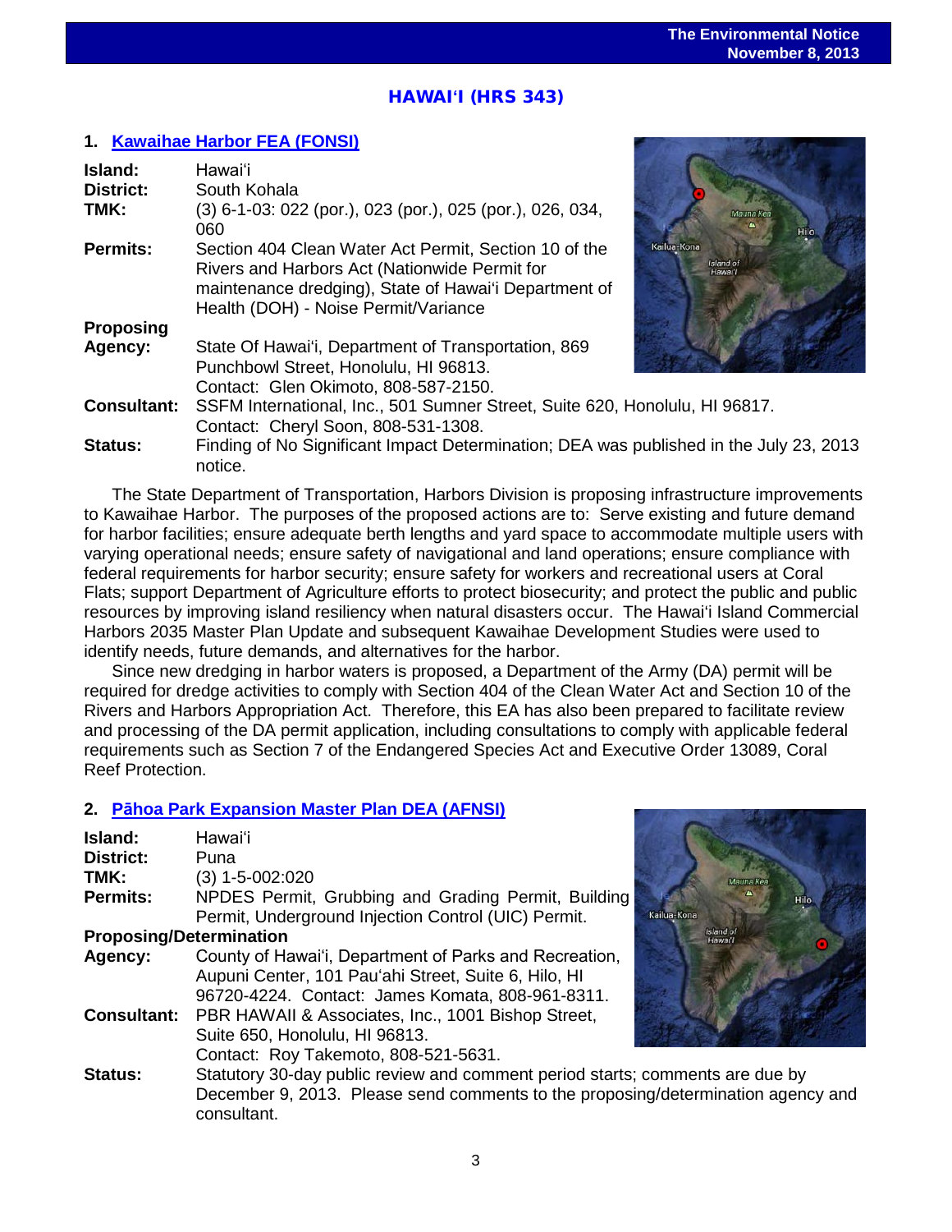## HAWAIʻI (HRS 343)

### 1. Kawaihae Harbor FEA (FONSI)

**Island:** Hawaiʻi
**District:** South Kohala
**TMK:** (3) 6-1-03: 022 (por.), 023 (por.), 025 (por.), 026, 034, 060
**Permits:** Section 404 Clean Water Act Permit, Section 10 of the Rivers and Harbors Act (Nationwide Permit for maintenance dredging), State of Hawaiʻi Department of Health (DOH) - Noise Permit/Variance
**Proposing Agency:** State Of Hawaiʻi, Department of Transportation, 869 Punchbowl Street, Honolulu, HI 96813. Contact: Glen Okimoto, 808-587-2150.
**Consultant:** SSFM International, Inc., 501 Sumner Street, Suite 620, Honolulu, HI 96817. Contact: Cheryl Soon, 808-531-1308.
**Status:** Finding of No Significant Impact Determination; DEA was published in the July 23, 2013 notice.

The State Department of Transportation, Harbors Division is proposing infrastructure improvements to Kawaihae Harbor. The purposes of the proposed actions are to: Serve existing and future demand for harbor facilities; ensure adequate berth lengths and yard space to accommodate multiple users with varying operational needs; ensure safety of navigational and land operations; ensure compliance with federal requirements for harbor security; ensure safety for workers and recreational users at Coral Flats; support Department of Agriculture efforts to protect biosecurity; and protect the public and public resources by improving island resiliency when natural disasters occur. The Hawaiʻi Island Commercial Harbors 2035 Master Plan Update and subsequent Kawaihae Development Studies were used to identify needs, future demands, and alternatives for the harbor.

Since new dredging in harbor waters is proposed, a Department of the Army (DA) permit will be required for dredge activities to comply with Section 404 of the Clean Water Act and Section 10 of the Rivers and Harbors Appropriation Act. Therefore, this EA has also been prepared to facilitate review and processing of the DA permit application, including consultations to comply with applicable federal requirements such as Section 7 of the Endangered Species Act and Executive Order 13089, Coral Reef Protection.

### 2. Pāhoa Park Expansion Master Plan DEA (AFNSI)

**Island:** Hawaiʻi
**District:** Puna
**TMK:** (3) 1-5-002:020
**Permits:** NPDES Permit, Grubbing and Grading Permit, Building Permit, Underground Injection Control (UIC) Permit.
**Proposing/Determination Agency:** County of Hawaiʻi, Department of Parks and Recreation, Aupuni Center, 101 Pauʻahi Street, Suite 6, Hilo, HI 96720-4224. Contact: James Komata, 808-961-8311.
**Consultant:** PBR HAWAII & Associates, Inc., 1001 Bishop Street, Suite 650, Honolulu, HI 96813. Contact: Roy Takemoto, 808-521-5631.
**Status:** Statutory 30-day public review and comment period starts; comments are due by December 9, 2013. Please send comments to the proposing/determination agency and consultant.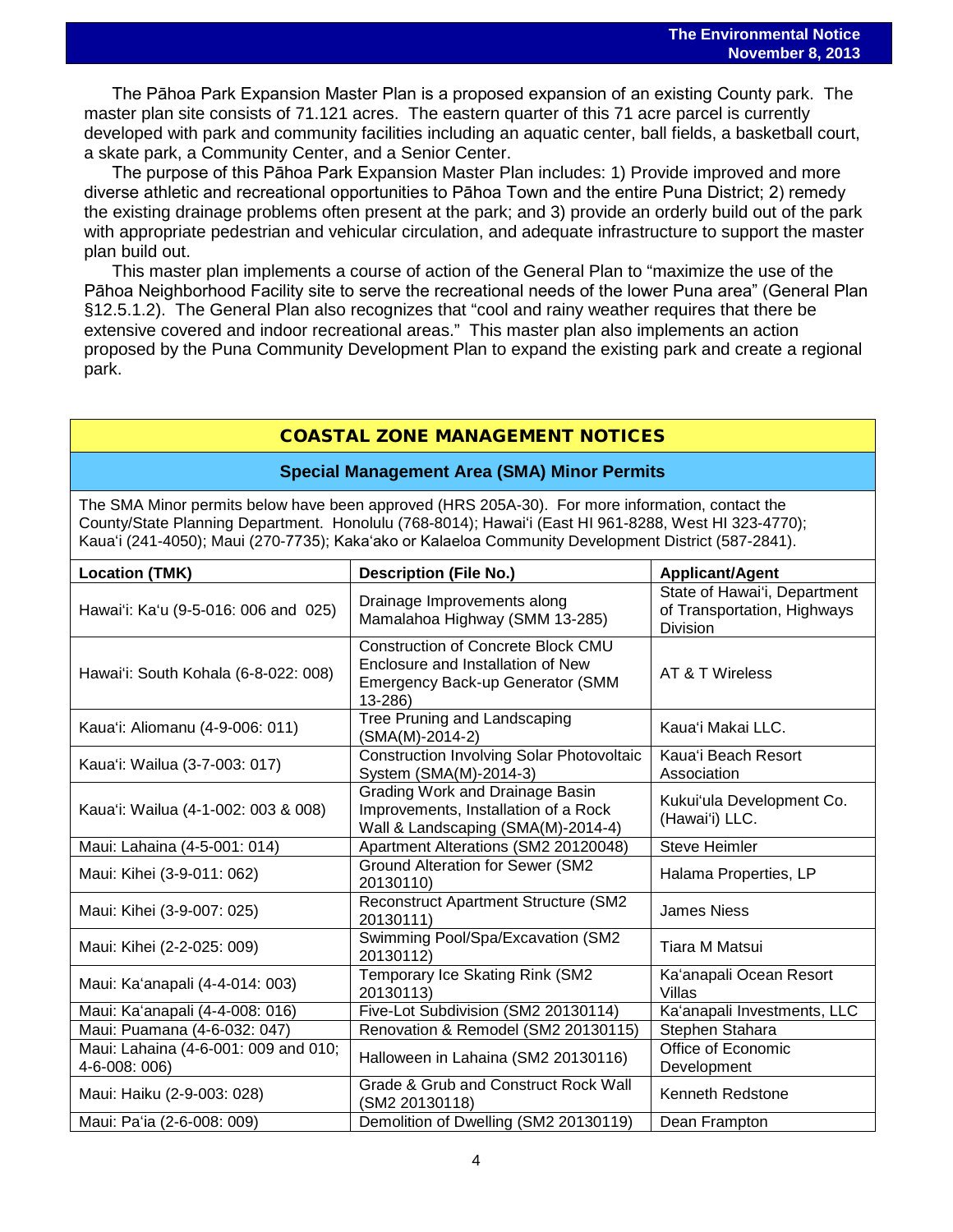The Pāhoa Park Expansion Master Plan is a proposed expansion of an existing County park. The master plan site consists of 71.121 acres. The eastern quarter of this 71 acre parcel is currently developed with park and community facilities including an aquatic center, ball fields, a basketball court, a skate park, a Community Center, and a Senior Center.

The purpose of this Pāhoa Park Expansion Master Plan includes: 1) Provide improved and more diverse athletic and recreational opportunities to Pāhoa Town and the entire Puna District; 2) remedy the existing drainage problems often present at the park; and 3) provide an orderly build out of the park with appropriate pedestrian and vehicular circulation, and adequate infrastructure to support the master plan build out.

This master plan implements a course of action of the General Plan to "maximize the use of the Pāhoa Neighborhood Facility site to serve the recreational needs of the lower Puna area" (General Plan §12.5.1.2). The General Plan also recognizes that "cool and rainy weather requires that there be extensive covered and indoor recreational areas." This master plan also implements an action proposed by the Puna Community Development Plan to expand the existing park and create a regional park.

## COASTAL ZONE MANAGEMENT NOTICES

### Special Management Area (SMA) Minor Permits

The SMA Minor permits below have been approved (HRS 205A-30). For more information, contact the County/State Planning Department. Honolulu (768-8014); Hawaiʻi (East HI 961-8288, West HI 323-4770); Kauaʻi (241-4050); Maui (270-7735); Kakaʻako or Kalaeloa Community Development District (587-2841).

| Location (TMK) | Description (File No.) | Applicant/Agent |
|---|---|---|
| Hawaiʻi: Kaʻu (9-5-016: 006 and 025) | Drainage Improvements along Mamalahoa Highway (SMM 13-285) | State of Hawaiʻi, Department of Transportation, Highways Division |
| Hawaiʻi: South Kohala (6-8-022: 008) | Construction of Concrete Block CMU Enclosure and Installation of New Emergency Back-up Generator (SMM 13-286) | AT & T Wireless |
| Kauaʻi: Aliomanu (4-9-006: 011) | Tree Pruning and Landscaping (SMA(M)-2014-2) | Kauaʻi Makai LLC. |
| Kauaʻi: Wailua (3-7-003: 017) | Construction Involving Solar Photovoltaic System (SMA(M)-2014-3) | Kauaʻi Beach Resort Association |
| Kauaʻi: Wailua (4-1-002: 003 & 008) | Grading Work and Drainage Basin Improvements, Installation of a Rock Wall & Landscaping (SMA(M)-2014-4) | Kukuiʻula Development Co. (Hawaiʻi) LLC. |
| Maui: Lahaina (4-5-001: 014) | Apartment Alterations (SM2 20120048) | Steve Heimler |
| Maui: Kihei (3-9-011: 062) | Ground Alteration for Sewer (SM2 20130110) | Halama Properties, LP |
| Maui: Kihei (3-9-007: 025) | Reconstruct Apartment Structure (SM2 20130111) | James Niess |
| Maui: Kihei (2-2-025: 009) | Swimming Pool/Spa/Excavation (SM2 20130112) | Tiara M Matsui |
| Maui: Kaʻanapali (4-4-014: 003) | Temporary Ice Skating Rink (SM2 20130113) | Kaʻanapali Ocean Resort Villas |
| Maui: Kaʻanapali (4-4-008: 016) | Five-Lot Subdivision (SM2 20130114) | Kaʻanapali Investments, LLC |
| Maui: Puamana (4-6-032: 047) | Renovation & Remodel (SM2 20130115) | Stephen Stahara |
| Maui: Lahaina (4-6-001: 009 and 010; 4-6-008: 006) | Halloween in Lahaina (SM2 20130116) | Office of Economic Development |
| Maui: Haiku (2-9-003: 028) | Grade & Grub and Construct Rock Wall (SM2 20130118) | Kenneth Redstone |
| Maui: Paʻia (2-6-008: 009) | Demolition of Dwelling (SM2 20130119) | Dean Frampton |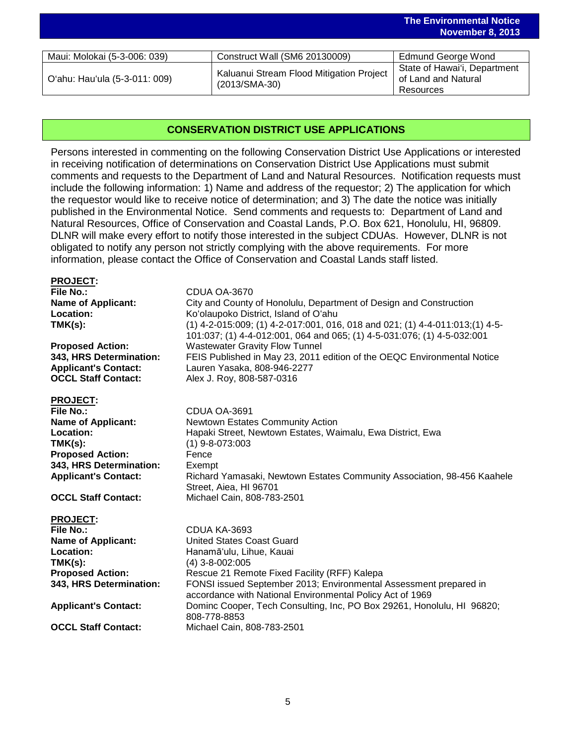| Maui: Molokai (5-3-006: 039) | Construct Wall (SM6 20130009) | Edmund George Wond |
|---|---|---|
| O'ahu: Hau'ula (5-3-011: 009) | Kaluanui Stream Flood Mitigation Project (2013/SMA-30) | State of Hawai'i, Department of Land and Natural Resources |

## CONSERVATION DISTRICT USE APPLICATIONS

Persons interested in commenting on the following Conservation District Use Applications or interested in receiving notification of determinations on Conservation District Use Applications must submit comments and requests to the Department of Land and Natural Resources. Notification requests must include the following information: 1) Name and address of the requestor; 2) The application for which the requestor would like to receive notice of determination; and 3) The date the notice was initially published in the Environmental Notice. Send comments and requests to: Department of Land and Natural Resources, Office of Conservation and Coastal Lands, P.O. Box 621, Honolulu, HI, 96809. DLNR will make every effort to notify those interested in the subject CDUAs. However, DLNR is not obligated to notify any person not strictly complying with the above requirements. For more information, please contact the Office of Conservation and Coastal Lands staff listed.

**PROJECT:**

**File No.:** CDUA OA-3670
**Name of Applicant:** City and County of Honolulu, Department of Design and Construction
**Location:** Ko'olaupoko District, Island of O'ahu
**TMK(s):** (1) 4-2-015:009; (1) 4-2-017:001, 016, 018 and 021; (1) 4-4-011:013;(1) 4-5-101:037; (1) 4-4-012:001, 064 and 065; (1) 4-5-031:076; (1) 4-5-032:001
**Proposed Action:** Wastewater Gravity Flow Tunnel
**343, HRS Determination:** FEIS Published in May 23, 2011 edition of the OEQC Environmental Notice
**Applicant's Contact:** Lauren Yasaka, 808-946-2277
**OCCL Staff Contact:** Alex J. Roy, 808-587-0316

**PROJECT:**

**File No.:** CDUA OA-3691
**Name of Applicant:** Newtown Estates Community Action
**Location:** Hapaki Street, Newtown Estates, Waimalu, Ewa District, Ewa
**TMK(s):** (1) 9-8-073:003
**Proposed Action:** Fence
**343, HRS Determination:** Exempt
**Applicant's Contact:** Richard Yamasaki, Newtown Estates Community Association, 98-456 Kaahele Street, Aiea, HI 96701
**OCCL Staff Contact:** Michael Cain, 808-783-2501

**PROJECT:**

**File No.:** CDUA KA-3693
**Name of Applicant:** United States Coast Guard
**Location:** Hanamā'ulu, Lihue, Kauai
**TMK(s):** (4) 3-8-002:005
**Proposed Action:** Rescue 21 Remote Fixed Facility (RFF) Kalepa
**343, HRS Determination:** FONSI issued September 2013; Environmental Assessment prepared in accordance with National Environmental Policy Act of 1969
**Applicant's Contact:** Dominc Cooper, Tech Consulting, Inc, PO Box 29261, Honolulu, HI 96820; 808-778-8853
**OCCL Staff Contact:** Michael Cain, 808-783-2501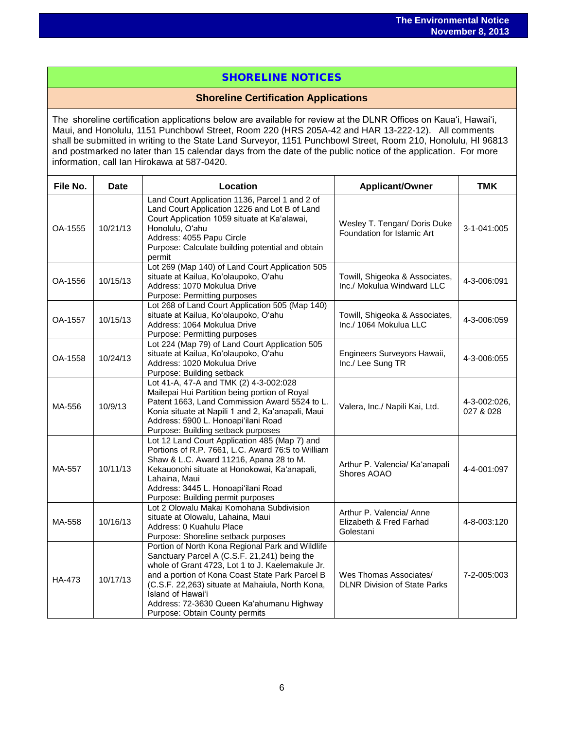## SHORELINE NOTICES

### Shoreline Certification Applications

The shoreline certification applications below are available for review at the DLNR Offices on Kauaʻi, Hawaiʻi, Maui, and Honolulu, 1151 Punchbowl Street, Room 220 (HRS 205A-42 and HAR 13-222-12). All comments shall be submitted in writing to the State Land Surveyor, 1151 Punchbowl Street, Room 210, Honolulu, HI 96813 and postmarked no later than 15 calendar days from the date of the public notice of the application. For more information, call Ian Hirokawa at 587-0420.

| File No. | Date | Location | Applicant/Owner | TMK |
|---|---|---|---|---|
| OA-1555 | 10/21/13 | Land Court Application 1136, Parcel 1 and 2 of Land Court Application 1226 and Lot B of Land Court Application 1059 situate at Kaʻalawai, Honolulu, Oʻahu<br>Address: 4055 Papu Circle<br>Purpose: Calculate building potential and obtain permit | Wesley T. Tengan/ Doris Duke Foundation for Islamic Art | 3-1-041:005 |
| OA-1556 | 10/15/13 | Lot 269 (Map 140) of Land Court Application 505 situate at Kailua, Koʻolaupoko, Oʻahu<br>Address: 1070 Mokulua Drive<br>Purpose: Permitting purposes | Towill, Shigeoka & Associates, Inc./ Mokulua Windward LLC | 4-3-006:091 |
| OA-1557 | 10/15/13 | Lot 268 of Land Court Application 505 (Map 140) situate at Kailua, Koʻolaupoko, Oʻahu<br>Address: 1064 Mokulua Drive<br>Purpose: Permitting purposes | Towill, Shigeoka & Associates, Inc./ 1064 Mokulua LLC | 4-3-006:059 |
| OA-1558 | 10/24/13 | Lot 224 (Map 79) of Land Court Application 505 situate at Kailua, Koʻolaupoko, Oʻahu<br>Address: 1020 Mokulua Drive<br>Purpose: Building setback | Engineers Surveyors Hawaii, Inc./ Lee Sung TR | 4-3-006:055 |
| MA-556 | 10/9/13 | Lot 41-A, 47-A and TMK (2) 4-3-002:028 Mailepai Hui Partition being portion of Royal Patent 1663, Land Commission Award 5524 to L. Konia situate at Napili 1 and 2, Kaʻanapali, Maui<br>Address: 5900 L. Honoapiʻilani Road<br>Purpose: Building setback purposes | Valera, Inc./ Napili Kai, Ltd. | 4-3-002:026, 027 & 028 |
| MA-557 | 10/11/13 | Lot 12 Land Court Application 485 (Map 7) and Portions of R.P. 7661, L.C. Award 76:5 to William Shaw & L.C. Award 11216, Apana 28 to M. Kekauonohi situate at Honokowai, Kaʻanapali, Lahaina, Maui<br>Address: 3445 L. Honoapiʻilani Road<br>Purpose: Building permit purposes | Arthur P. Valencia/ Kaʻanapali Shores AOAO | 4-4-001:097 |
| MA-558 | 10/16/13 | Lot 2 Olowalu Makai Komohana Subdivision situate at Olowalu, Lahaina, Maui<br>Address: 0 Kuahulu Place<br>Purpose: Shoreline setback purposes | Arthur P. Valencia/ Anne Elizabeth & Fred Farhad Golestani | 4-8-003:120 |
| HA-473 | 10/17/13 | Portion of North Kona Regional Park and Wildlife Sanctuary Parcel A (C.S.F. 21,241) being the whole of Grant 4723, Lot 1 to J. Kaelemakule Jr. and a portion of Kona Coast State Park Parcel B (C.S.F. 22,263) situate at Mahaiula, North Kona, Island of Hawaiʻi<br>Address: 72-3630 Queen Kaʻahumanu Highway<br>Purpose: Obtain County permits | Wes Thomas Associates/ DLNR Division of State Parks | 7-2-005:003 |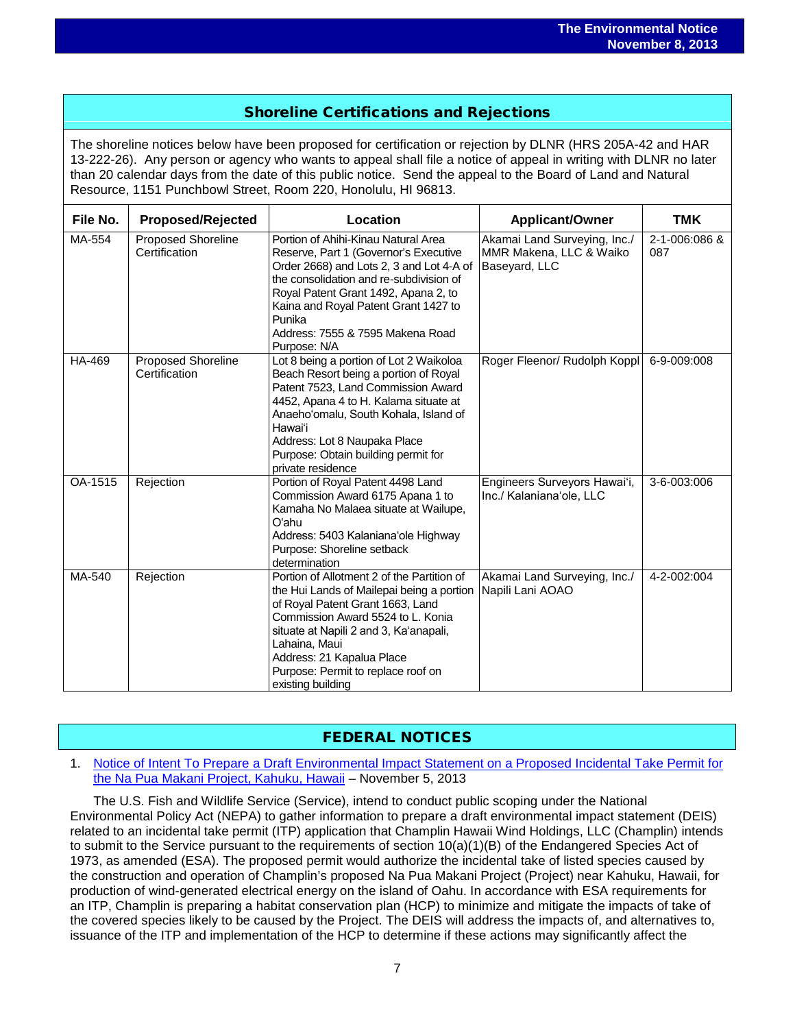## Shoreline Certifications and Rejections

The shoreline notices below have been proposed for certification or rejection by DLNR (HRS 205A-42 and HAR 13-222-26). Any person or agency who wants to appeal shall file a notice of appeal in writing with DLNR no later than 20 calendar days from the date of this public notice. Send the appeal to the Board of Land and Natural Resource, 1151 Punchbowl Street, Room 220, Honolulu, HI 96813.

| File No. | Proposed/Rejected | Location | Applicant/Owner | TMK |
|---|---|---|---|---|
| MA-554 | Proposed Shoreline Certification | Portion of Ahihi-Kinau Natural Area Reserve, Part 1 (Governor's Executive Order 2668) and Lots 2, 3 and Lot 4-A of the consolidation and re-subdivision of Royal Patent Grant 1492, Apana 2, to Kaina and Royal Patent Grant 1427 to Punika<br>Address: 7555 & 7595 Makena Road<br>Purpose: N/A | Akamai Land Surveying, Inc./ MMR Makena, LLC & Waiko Baseyard, LLC | 2-1-006:086 & 087 |
| HA-469 | Proposed Shoreline Certification | Lot 8 being a portion of Lot 2 Waikoloa Beach Resort being a portion of Royal Patent 7523, Land Commission Award 4452, Apana 4 to H. Kalama situate at Anaeho'omalu, South Kohala, Island of Hawai'i<br>Address: Lot 8 Naupaka Place<br>Purpose: Obtain building permit for private residence | Roger Fleenor/ Rudolph Koppl | 6-9-009:008 |
| OA-1515 | Rejection | Portion of Royal Patent 4498 Land Commission Award 6175 Apana 1 to Kamaha No Malaea situate at Wailupe, O'ahu<br>Address: 5403 Kalaniana'ole Highway<br>Purpose: Shoreline setback determination | Engineers Surveyors Hawai'i, Inc./ Kalaniana'ole, LLC | 3-6-003:006 |
| MA-540 | Rejection | Portion of Allotment 2 of the Partition of the Hui Lands of Mailepai being a portion of Royal Patent Grant 1663, Land Commission Award 5524 to L. Konia situate at Napili 2 and 3, Ka'anapali, Lahaina, Maui<br>Address: 21 Kapalua Place<br>Purpose: Permit to replace roof on existing building | Akamai Land Surveying, Inc./ Napili Lani AOAO | 4-2-002:004 |

## FEDERAL NOTICES

1. Notice of Intent To Prepare a Draft Environmental Impact Statement on a Proposed Incidental Take Permit for the Na Pua Makani Project, Kahuku, Hawaii – November 5, 2013

The U.S. Fish and Wildlife Service (Service), intend to conduct public scoping under the National Environmental Policy Act (NEPA) to gather information to prepare a draft environmental impact statement (DEIS) related to an incidental take permit (ITP) application that Champlin Hawaii Wind Holdings, LLC (Champlin) intends to submit to the Service pursuant to the requirements of section 10(a)(1)(B) of the Endangered Species Act of 1973, as amended (ESA). The proposed permit would authorize the incidental take of listed species caused by the construction and operation of Champlin's proposed Na Pua Makani Project (Project) near Kahuku, Hawaii, for production of wind-generated electrical energy on the island of Oahu. In accordance with ESA requirements for an ITP, Champlin is preparing a habitat conservation plan (HCP) to minimize and mitigate the impacts of take of the covered species likely to be caused by the Project. The DEIS will address the impacts of, and alternatives to, issuance of the ITP and implementation of the HCP to determine if these actions may significantly affect the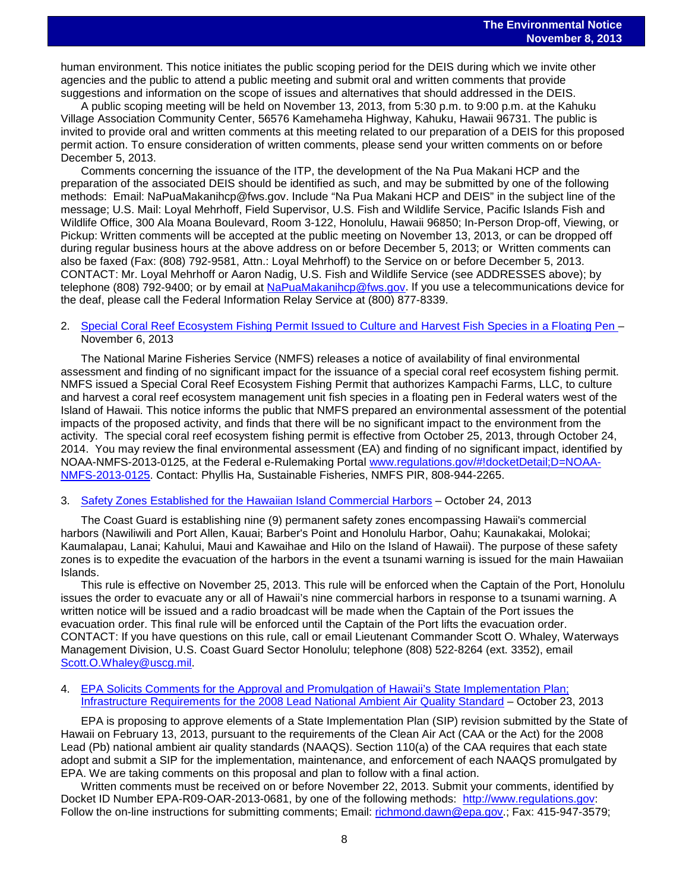human environment. This notice initiates the public scoping period for the DEIS during which we invite other agencies and the public to attend a public meeting and submit oral and written comments that provide suggestions and information on the scope of issues and alternatives that should addressed in the DEIS.

A public scoping meeting will be held on November 13, 2013, from 5:30 p.m. to 9:00 p.m. at the Kahuku Village Association Community Center, 56576 Kamehameha Highway, Kahuku, Hawaii 96731. The public is invited to provide oral and written comments at this meeting related to our preparation of a DEIS for this proposed permit action. To ensure consideration of written comments, please send your written comments on or before December 5, 2013.

Comments concerning the issuance of the ITP, the development of the Na Pua Makani HCP and the preparation of the associated DEIS should be identified as such, and may be submitted by one of the following methods: Email: NaPuaMakanihcp@fws.gov. Include "Na Pua Makani HCP and DEIS" in the subject line of the message; U.S. Mail: Loyal Mehrhoff, Field Supervisor, U.S. Fish and Wildlife Service, Pacific Islands Fish and Wildlife Office, 300 Ala Moana Boulevard, Room 3-122, Honolulu, Hawaii 96850; In-Person Drop-off, Viewing, or Pickup: Written comments will be accepted at the public meeting on November 13, 2013, or can be dropped off during regular business hours at the above address on or before December 5, 2013; or Written comments can also be faxed (Fax: (808) 792-9581, Attn.: Loyal Mehrhoff) to the Service on or before December 5, 2013. CONTACT: Mr. Loyal Mehrhoff or Aaron Nadig, U.S. Fish and Wildlife Service (see ADDRESSES above); by telephone (808) 792-9400; or by email at NaPuaMakanihcp@fws.gov. If you use a telecommunications device for the deaf, please call the Federal Information Relay Service at (800) 877-8339.

2. Special Coral Reef Ecosystem Fishing Permit Issued to Culture and Harvest Fish Species in a Floating Pen – November 6, 2013

The National Marine Fisheries Service (NMFS) releases a notice of availability of final environmental assessment and finding of no significant impact for the issuance of a special coral reef ecosystem fishing permit. NMFS issued a Special Coral Reef Ecosystem Fishing Permit that authorizes Kampachi Farms, LLC, to culture and harvest a coral reef ecosystem management unit fish species in a floating pen in Federal waters west of the Island of Hawaii. This notice informs the public that NMFS prepared an environmental assessment of the potential impacts of the proposed activity, and finds that there will be no significant impact to the environment from the activity. The special coral reef ecosystem fishing permit is effective from October 25, 2013, through October 24, 2014. You may review the final environmental assessment (EA) and finding of no significant impact, identified by NOAA-NMFS-2013-0125, at the Federal e-Rulemaking Portal www.regulations.gov/#!docketDetail;D=NOAA-NMFS-2013-0125. Contact: Phyllis Ha, Sustainable Fisheries, NMFS PIR, 808-944-2265.

3. Safety Zones Established for the Hawaiian Island Commercial Harbors – October 24, 2013

The Coast Guard is establishing nine (9) permanent safety zones encompassing Hawaii's commercial harbors (Nawiliwili and Port Allen, Kauai; Barber's Point and Honolulu Harbor, Oahu; Kaunakakai, Molokai; Kaumalapau, Lanai; Kahului, Maui and Kawaihae and Hilo on the Island of Hawaii). The purpose of these safety zones is to expedite the evacuation of the harbors in the event a tsunami warning is issued for the main Hawaiian Islands.

This rule is effective on November 25, 2013. This rule will be enforced when the Captain of the Port, Honolulu issues the order to evacuate any or all of Hawaii's nine commercial harbors in response to a tsunami warning. A written notice will be issued and a radio broadcast will be made when the Captain of the Port issues the evacuation order. This final rule will be enforced until the Captain of the Port lifts the evacuation order. CONTACT: If you have questions on this rule, call or email Lieutenant Commander Scott O. Whaley, Waterways Management Division, U.S. Coast Guard Sector Honolulu; telephone (808) 522-8264 (ext. 3352), email Scott.O.Whaley@uscg.mil.

4. EPA Solicits Comments for the Approval and Promulgation of Hawaii's State Implementation Plan; Infrastructure Requirements for the 2008 Lead National Ambient Air Quality Standard – October 23, 2013

EPA is proposing to approve elements of a State Implementation Plan (SIP) revision submitted by the State of Hawaii on February 13, 2013, pursuant to the requirements of the Clean Air Act (CAA or the Act) for the 2008 Lead (Pb) national ambient air quality standards (NAAQS). Section 110(a) of the CAA requires that each state adopt and submit a SIP for the implementation, maintenance, and enforcement of each NAAQS promulgated by EPA. We are taking comments on this proposal and plan to follow with a final action.

Written comments must be received on or before November 22, 2013. Submit your comments, identified by Docket ID Number EPA-R09-OAR-2013-0681, by one of the following methods: http://www.regulations.gov: Follow the on-line instructions for submitting comments; Email: richmond.dawn@epa.gov.; Fax: 415-947-3579;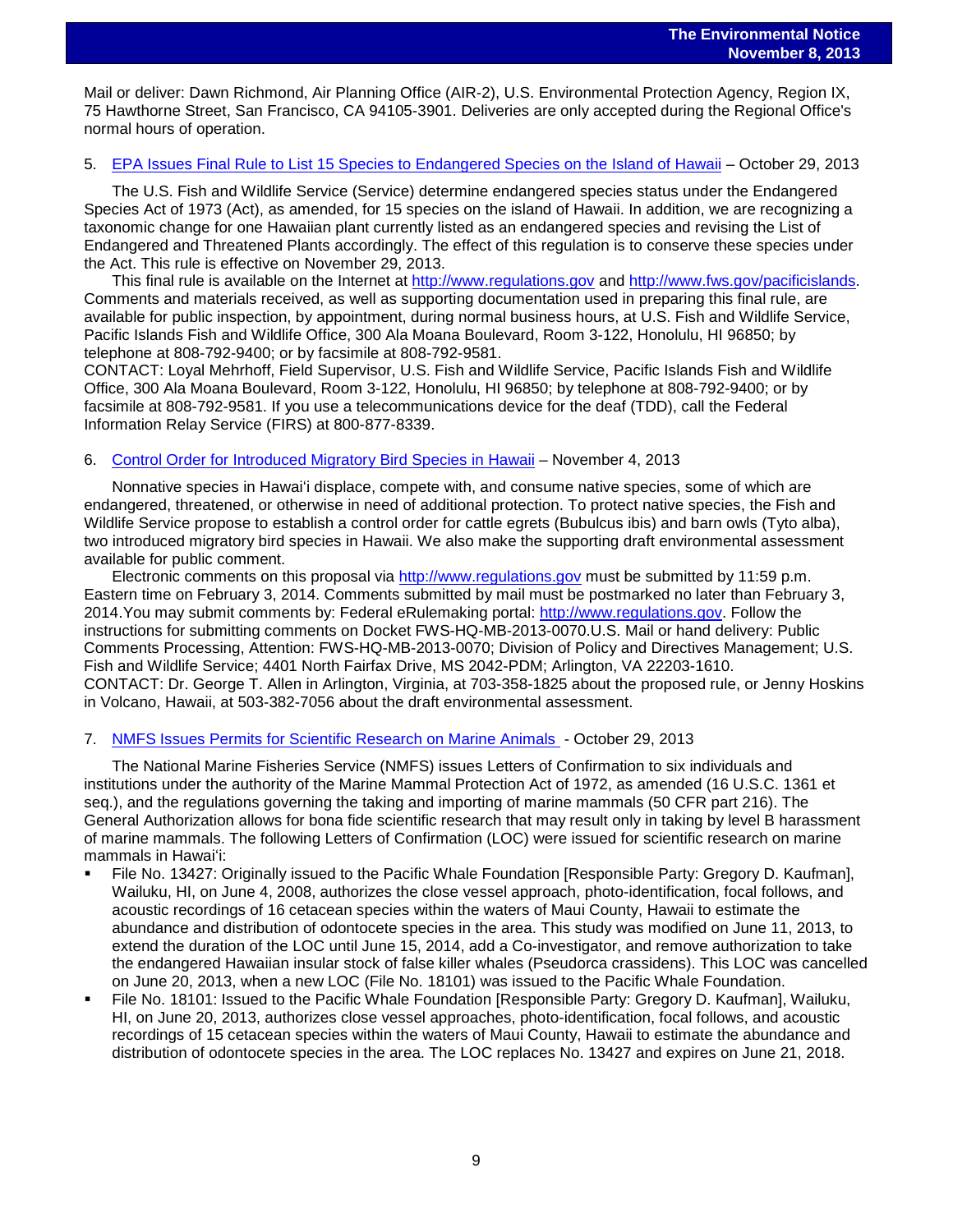Mail or deliver: Dawn Richmond, Air Planning Office (AIR-2), U.S. Environmental Protection Agency, Region IX, 75 Hawthorne Street, San Francisco, CA 94105-3901. Deliveries are only accepted during the Regional Office's normal hours of operation.

5. [EPA Issues Final Rule to List 15 Species to Endangered Species on the Island of Hawaii](#) – October 29, 2013

The U.S. Fish and Wildlife Service (Service) determine endangered species status under the Endangered Species Act of 1973 (Act), as amended, for 15 species on the island of Hawaii. In addition, we are recognizing a taxonomic change for one Hawaiian plant currently listed as an endangered species and revising the List of Endangered and Threatened Plants accordingly. The effect of this regulation is to conserve these species under the Act. This rule is effective on November 29, 2013.

This final rule is available on the Internet at http://www.regulations.gov and http://www.fws.gov/pacificislands. Comments and materials received, as well as supporting documentation used in preparing this final rule, are available for public inspection, by appointment, during normal business hours, at U.S. Fish and Wildlife Service, Pacific Islands Fish and Wildlife Office, 300 Ala Moana Boulevard, Room 3-122, Honolulu, HI 96850; by telephone at 808-792-9400; or by facsimile at 808-792-9581.

CONTACT: Loyal Mehrhoff, Field Supervisor, U.S. Fish and Wildlife Service, Pacific Islands Fish and Wildlife Office, 300 Ala Moana Boulevard, Room 3-122, Honolulu, HI 96850; by telephone at 808-792-9400; or by facsimile at 808-792-9581. If you use a telecommunications device for the deaf (TDD), call the Federal Information Relay Service (FIRS) at 800-877-8339.

6. [Control Order for Introduced Migratory Bird Species in Hawaii](#) – November 4, 2013

Nonnative species in Hawaiʻi displace, compete with, and consume native species, some of which are endangered, threatened, or otherwise in need of additional protection. To protect native species, the Fish and Wildlife Service propose to establish a control order for cattle egrets (Bubulcus ibis) and barn owls (Tyto alba), two introduced migratory bird species in Hawaii. We also make the supporting draft environmental assessment available for public comment.

Electronic comments on this proposal via http://www.regulations.gov must be submitted by 11:59 p.m. Eastern time on February 3, 2014. Comments submitted by mail must be postmarked no later than February 3, 2014.You may submit comments by: Federal eRulemaking portal: http://www.regulations.gov. Follow the instructions for submitting comments on Docket FWS-HQ-MB-2013-0070.U.S. Mail or hand delivery: Public Comments Processing, Attention: FWS-HQ-MB-2013-0070; Division of Policy and Directives Management; U.S. Fish and Wildlife Service; 4401 North Fairfax Drive, MS 2042-PDM; Arlington, VA 22203-1610.

CONTACT: Dr. George T. Allen in Arlington, Virginia, at 703-358-1825 about the proposed rule, or Jenny Hoskins in Volcano, Hawaii, at 503-382-7056 about the draft environmental assessment.

7. [NMFS Issues Permits for Scientific Research on Marine Animals](#) - October 29, 2013

The National Marine Fisheries Service (NMFS) issues Letters of Confirmation to six individuals and institutions under the authority of the Marine Mammal Protection Act of 1972, as amended (16 U.S.C. 1361 et seq.), and the regulations governing the taking and importing of marine mammals (50 CFR part 216). The General Authorization allows for bona fide scientific research that may result only in taking by level B harassment of marine mammals. The following Letters of Confirmation (LOC) were issued for scientific research on marine mammals in Hawaiʻi:

- File No. 13427: Originally issued to the Pacific Whale Foundation [Responsible Party: Gregory D. Kaufman], Wailuku, HI, on June 4, 2008, authorizes the close vessel approach, photo-identification, focal follows, and acoustic recordings of 16 cetacean species within the waters of Maui County, Hawaii to estimate the abundance and distribution of odontocete species in the area. This study was modified on June 11, 2013, to extend the duration of the LOC until June 15, 2014, add a Co-investigator, and remove authorization to take the endangered Hawaiian insular stock of false killer whales (Pseudorca crassidens). This LOC was cancelled on June 20, 2013, when a new LOC (File No. 18101) was issued to the Pacific Whale Foundation.
- File No. 18101: Issued to the Pacific Whale Foundation [Responsible Party: Gregory D. Kaufman], Wailuku, HI, on June 20, 2013, authorizes close vessel approaches, photo-identification, focal follows, and acoustic recordings of 15 cetacean species within the waters of Maui County, Hawaii to estimate the abundance and distribution of odontocete species in the area. The LOC replaces No. 13427 and expires on June 21, 2018.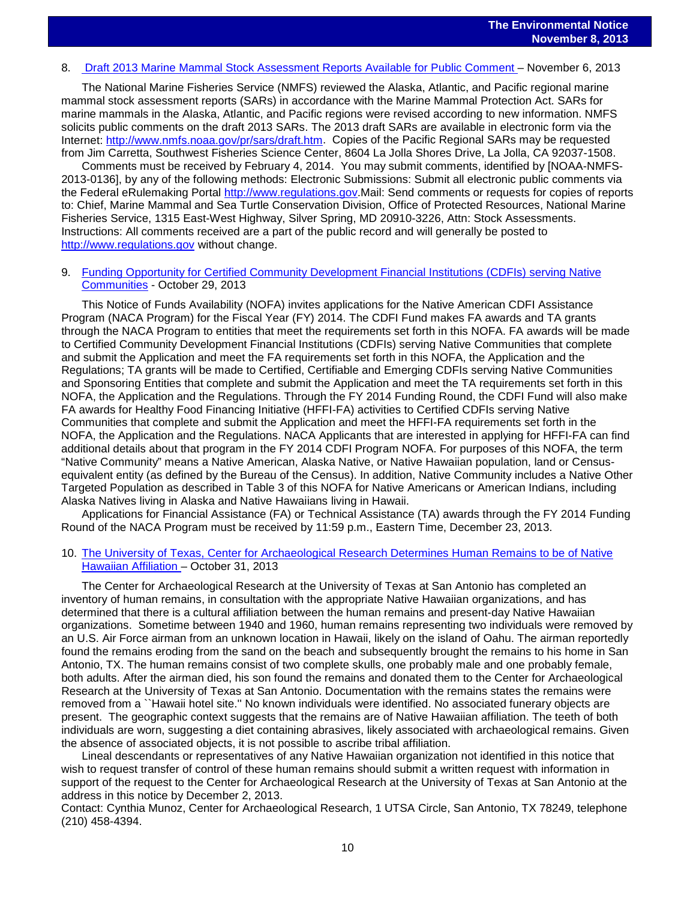8. Draft 2013 Marine Mammal Stock Assessment Reports Available for Public Comment – November 6, 2013

The National Marine Fisheries Service (NMFS) reviewed the Alaska, Atlantic, and Pacific regional marine mammal stock assessment reports (SARs) in accordance with the Marine Mammal Protection Act. SARs for marine mammals in the Alaska, Atlantic, and Pacific regions were revised according to new information. NMFS solicits public comments on the draft 2013 SARs. The 2013 draft SARs are available in electronic form via the Internet: http://www.nmfs.noaa.gov/pr/sars/draft.htm. Copies of the Pacific Regional SARs may be requested from Jim Carretta, Southwest Fisheries Science Center, 8604 La Jolla Shores Drive, La Jolla, CA 92037-1508.

Comments must be received by February 4, 2014. You may submit comments, identified by [NOAA-NMFS-2013-0136], by any of the following methods: Electronic Submissions: Submit all electronic public comments via the Federal eRulemaking Portal http://www.regulations.gov.Mail: Send comments or requests for copies of reports to: Chief, Marine Mammal and Sea Turtle Conservation Division, Office of Protected Resources, National Marine Fisheries Service, 1315 East-West Highway, Silver Spring, MD 20910-3226, Attn: Stock Assessments. Instructions: All comments received are a part of the public record and will generally be posted to http://www.regulations.gov without change.

9. Funding Opportunity for Certified Community Development Financial Institutions (CDFIs) serving Native Communities - October 29, 2013

This Notice of Funds Availability (NOFA) invites applications for the Native American CDFI Assistance Program (NACA Program) for the Fiscal Year (FY) 2014. The CDFI Fund makes FA awards and TA grants through the NACA Program to entities that meet the requirements set forth in this NOFA. FA awards will be made to Certified Community Development Financial Institutions (CDFIs) serving Native Communities that complete and submit the Application and meet the FA requirements set forth in this NOFA, the Application and the Regulations; TA grants will be made to Certified, Certifiable and Emerging CDFIs serving Native Communities and Sponsoring Entities that complete and submit the Application and meet the TA requirements set forth in this NOFA, the Application and the Regulations. Through the FY 2014 Funding Round, the CDFI Fund will also make FA awards for Healthy Food Financing Initiative (HFFI-FA) activities to Certified CDFIs serving Native Communities that complete and submit the Application and meet the HFFI-FA requirements set forth in the NOFA, the Application and the Regulations. NACA Applicants that are interested in applying for HFFI-FA can find additional details about that program in the FY 2014 CDFI Program NOFA. For purposes of this NOFA, the term "Native Community" means a Native American, Alaska Native, or Native Hawaiian population, land or Census-equivalent entity (as defined by the Bureau of the Census). In addition, Native Community includes a Native Other Targeted Population as described in Table 3 of this NOFA for Native Americans or American Indians, including Alaska Natives living in Alaska and Native Hawaiians living in Hawaii.

Applications for Financial Assistance (FA) or Technical Assistance (TA) awards through the FY 2014 Funding Round of the NACA Program must be received by 11:59 p.m., Eastern Time, December 23, 2013.

10. The University of Texas, Center for Archaeological Research Determines Human Remains to be of Native Hawaiian Affiliation – October 31, 2013

The Center for Archaeological Research at the University of Texas at San Antonio has completed an inventory of human remains, in consultation with the appropriate Native Hawaiian organizations, and has determined that there is a cultural affiliation between the human remains and present-day Native Hawaiian organizations. Sometime between 1940 and 1960, human remains representing two individuals were removed by an U.S. Air Force airman from an unknown location in Hawaii, likely on the island of Oahu. The airman reportedly found the remains eroding from the sand on the beach and subsequently brought the remains to his home in San Antonio, TX. The human remains consist of two complete skulls, one probably male and one probably female, both adults. After the airman died, his son found the remains and donated them to the Center for Archaeological Research at the University of Texas at San Antonio. Documentation with the remains states the remains were removed from a ``Hawaii hotel site.'' No known individuals were identified. No associated funerary objects are present. The geographic context suggests that the remains are of Native Hawaiian affiliation. The teeth of both individuals are worn, suggesting a diet containing abrasives, likely associated with archaeological remains. Given the absence of associated objects, it is not possible to ascribe tribal affiliation.

Lineal descendants or representatives of any Native Hawaiian organization not identified in this notice that wish to request transfer of control of these human remains should submit a written request with information in support of the request to the Center for Archaeological Research at the University of Texas at San Antonio at the address in this notice by December 2, 2013.

Contact: Cynthia Munoz, Center for Archaeological Research, 1 UTSA Circle, San Antonio, TX 78249, telephone (210) 458-4394.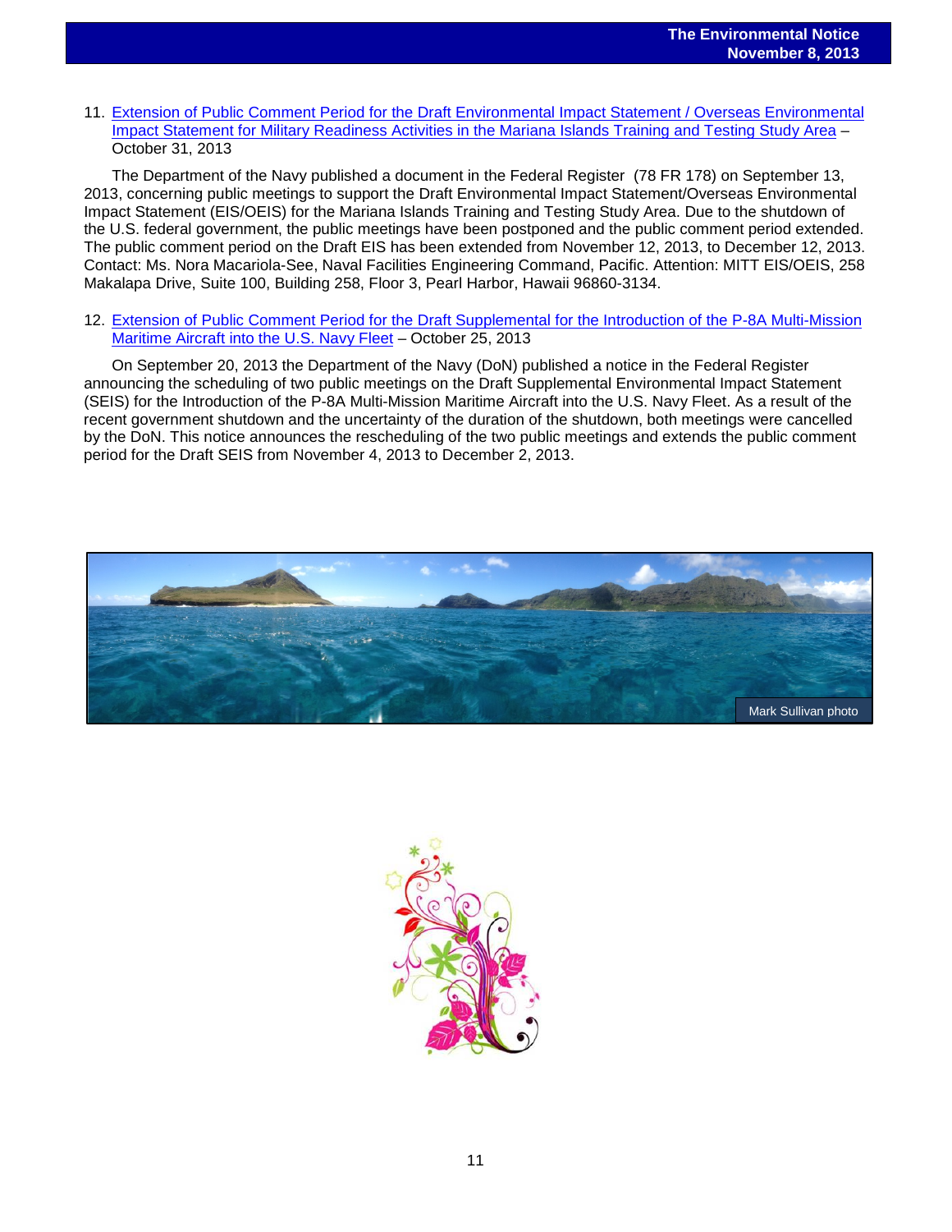11. Extension of Public Comment Period for the Draft Environmental Impact Statement / Overseas Environmental Impact Statement for Military Readiness Activities in the Mariana Islands Training and Testing Study Area – October 31, 2013

The Department of the Navy published a document in the Federal Register (78 FR 178) on September 13, 2013, concerning public meetings to support the Draft Environmental Impact Statement/Overseas Environmental Impact Statement (EIS/OEIS) for the Mariana Islands Training and Testing Study Area. Due to the shutdown of the U.S. federal government, the public meetings have been postponed and the public comment period extended. The public comment period on the Draft EIS has been extended from November 12, 2013, to December 12, 2013. Contact: Ms. Nora Macariola-See, Naval Facilities Engineering Command, Pacific. Attention: MITT EIS/OEIS, 258 Makalapa Drive, Suite 100, Building 258, Floor 3, Pearl Harbor, Hawaii 96860-3134.

12. Extension of Public Comment Period for the Draft Supplemental for the Introduction of the P-8A Multi-Mission Maritime Aircraft into the U.S. Navy Fleet – October 25, 2013

On September 20, 2013 the Department of the Navy (DoN) published a notice in the Federal Register announcing the scheduling of two public meetings on the Draft Supplemental Environmental Impact Statement (SEIS) for the Introduction of the P-8A Multi-Mission Maritime Aircraft into the U.S. Navy Fleet. As a result of the recent government shutdown and the uncertainty of the duration of the shutdown, both meetings were cancelled by the DoN. This notice announces the rescheduling of the two public meetings and extends the public comment period for the Draft SEIS from November 4, 2013 to December 2, 2013.

Mark Sullivan photo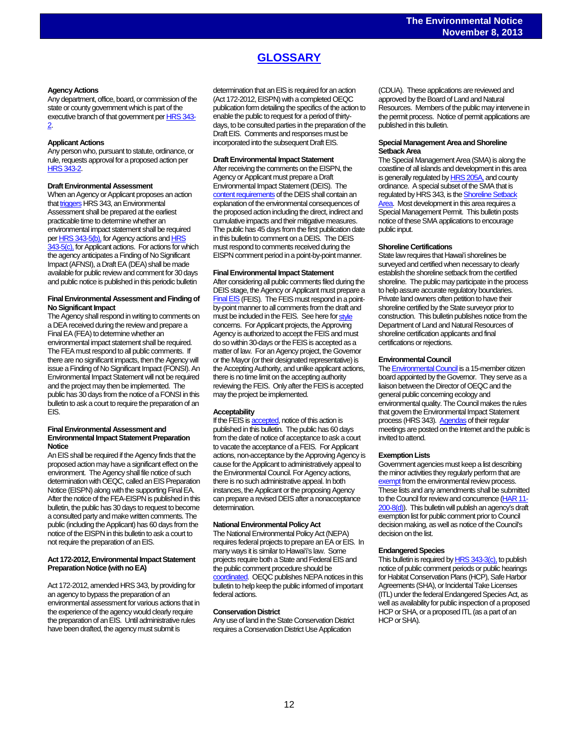# GLOSSARY

**Agency Actions**
Any department, office, board, or commission of the state or county government which is part of the executive branch of that government per HRS 343-2.

**Applicant Actions**
Any person who, pursuant to statute, ordinance, or rule, requests approval for a proposed action per HRS 343-2.

**Draft Environmental Assessment**
When an Agency or Applicant proposes an action that triggers HRS 343, an Environmental Assessment shall be prepared at the earliest practicable time to determine whether an environmental impact statement shall be required per HRS 343-5(b), for Agency actions and HRS 343-5(c), for Applicant actions. For actions for which the agency anticipates a Finding of No Significant Impact (AFNSI), a Draft EA (DEA) shall be made available for public review and comment for 30 days and public notice is published in this periodic bulletin

**Final Environmental Assessment and Finding of No Significant Impact**
The Agency shall respond in writing to comments on a DEA received during the review and prepare a Final EA (FEA) to determine whether an environmental impact statement shall be required. The FEA must respond to all public comments. If there are no significant impacts, then the Agency will issue a Finding of No Significant Impact (FONSI). An Environmental Impact Statement will not be required and the project may then be implemented. The public has 30 days from the notice of a FONSI in this bulletin to ask a court to require the preparation of an EIS.

**Final Environmental Assessment and Environmental Impact Statement Preparation Notice**
An EIS shall be required if the Agency finds that the proposed action may have a significant effect on the environment. The Agency shall file notice of such determination with OEQC, called an EIS Preparation Notice (EISPN) along with the supporting Final EA. After the notice of the FEA-EISPN is published in this bulletin, the public has 30 days to request to become a consulted party and make written comments. The public (including the Applicant) has 60 days from the notice of the EISPN in this bulletin to ask a court to not require the preparation of an EIS.

**Act 172-2012, Environmental Impact Statement Preparation Notice (with no EA)**

Act 172-2012, amended HRS 343, by providing for an agency to bypass the preparation of an environmental assessment for various actions that in the experience of the agency would clearly require the preparation of an EIS. Until administrative rules have been drafted, the agency must submit is determination that an EIS is required for an action (Act 172-2012, EISPN) with a completed OEQC publication form detailing the specifics of the action to enable the public to request for a period of thirty-days, to be consulted parties in the preparation of the Draft EIS. Comments and responses must be incorporated into the subsequent Draft EIS.

**Draft Environmental Impact Statement**
After receiving the comments on the EISPN, the Agency or Applicant must prepare a Draft Environmental Impact Statement (DEIS). The content requirements of the DEIS shall contain an explanation of the environmental consequences of the proposed action including the direct, indirect and cumulative impacts and their mitigative measures. The public has 45 days from the first publication date in this bulletin to comment on a DEIS. The DEIS must respond to comments received during the EISPN comment period in a point-by-point manner.

**Final Environmental Impact Statement**
After considering all public comments filed during the DEIS stage, the Agency or Applicant must prepare a Final EIS (FEIS). The FEIS must respond in a point-by-point manner to all comments from the draft and must be included in the FEIS. See here for style concerns. For Applicant projects, the Approving Agency is authorized to accept the FEIS and must do so within 30-days or the FEIS is accepted as a matter of law. For an Agency project, the Governor or the Mayor (or their designated representative) is the Accepting Authority, and unlike applicant actions, there is no time limit on the accepting authority reviewing the FEIS. Only after the FEIS is accepted may the project be implemented.

**Acceptability**
If the FEIS is accepted, notice of this action is published in this bulletin. The public has 60 days from the date of notice of acceptance to ask a court to vacate the acceptance of a FEIS. For Applicant actions, non-acceptance by the Approving Agency is cause for the Applicant to administratively appeal to the Environmental Council. For Agency actions, there is no such administrative appeal. In both instances, the Applicant or the proposing Agency can prepare a revised DEIS after a nonacceptance determination.

**National Environmental Policy Act**
The National Environmental Policy Act (NEPA) requires federal projects to prepare an EA or EIS. In many ways it is similar to Hawai'i's law. Some projects require both a State and Federal EIS and the public comment procedure should be coordinated. OEQC publishes NEPA notices in this bulletin to help keep the public informed of important federal actions.

**Conservation District**
Any use of land in the State Conservation District requires a Conservation District Use Application (CDUA). These applications are reviewed and approved by the Board of Land and Natural Resources. Members of the public may intervene in the permit process. Notice of permit applications are published in this bulletin.

**Special Management Area and Shoreline Setback Area**
The Special Management Area (SMA) is along the coastline of all islands and development in this area is generally regulated by HRS 205A, and county ordinance. A special subset of the SMA that is regulated by HRS 343, is the Shoreline Setback Area. Most development in this area requires a Special Management Permit. This bulletin posts notice of these SMA applications to encourage public input.

**Shoreline Certifications**
State law requires that Hawai'i shorelines be surveyed and certified when necessary to clearly establish the shoreline setback from the certified shoreline. The public may participate in the process to help assure accurate regulatory boundaries. Private land owners often petition to have their shoreline certified by the State surveyor prior to construction. This bulletin publishes notice from the Department of Land and Natural Resources of shoreline certification applicants and final certifications or rejections.

**Environmental Council**
The Environmental Council is a 15-member citizen board appointed by the Governor. They serve as a liaison between the Director of OEQC and the general public concerning ecology and environmental quality. The Council makes the rules that govern the Environmental Impact Statement process (HRS 343). Agendas of their regular meetings are posted on the Internet and the public is invited to attend.

**Exemption Lists**
Government agencies must keep a list describing the minor activities they regularly perform that are exempt from the environmental review process. These lists and any amendments shall be submitted to the Council for review and concurrence (HAR 11-200-8(d)). This bulletin will publish an agency's draft exemption list for public comment prior to Council decision making, as well as notice of the Council's decision on the list.

**Endangered Species**
This bulletin is required by HRS 343-3(c), to publish notice of public comment periods or public hearings for Habitat Conservation Plans (HCP), Safe Harbor Agreements (SHA), or Incidental Take Licenses (ITL) under the federal Endangered Species Act, as well as availability for public inspection of a proposed HCP or SHA, or a proposed ITL (as a part of an HCP or SHA).